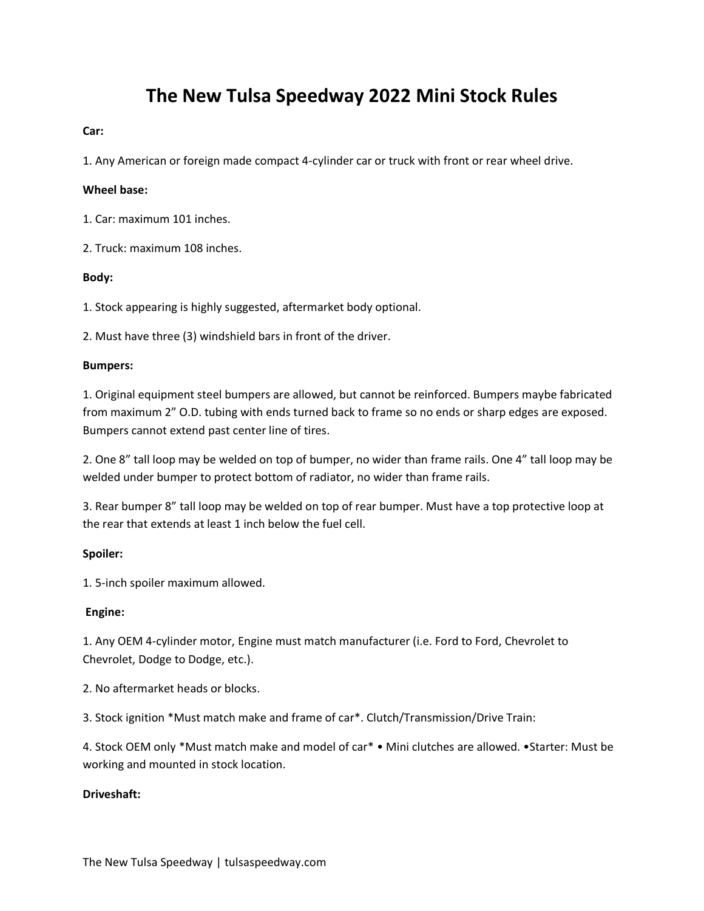# The New Tulsa Speedway 2022 Mini Stock Rules

**Car:**

1. Any American or foreign made compact 4-cylinder car or truck with front or rear wheel drive.

**Wheel base:**

1. Car: maximum 101 inches.

2. Truck: maximum 108 inches.

**Body:**

1. Stock appearing is highly suggested, aftermarket body optional.

2. Must have three (3) windshield bars in front of the driver.

**Bumpers:**

1. Original equipment steel bumpers are allowed, but cannot be reinforced. Bumpers maybe fabricated from maximum 2" O.D. tubing with ends turned back to frame so no ends or sharp edges are exposed. Bumpers cannot extend past center line of tires.

2. One 8" tall loop may be welded on top of bumper, no wider than frame rails. One 4" tall loop may be welded under bumper to protect bottom of radiator, no wider than frame rails.

3. Rear bumper 8" tall loop may be welded on top of rear bumper. Must have a top protective loop at the rear that extends at least 1 inch below the fuel cell.

**Spoiler:**

1. 5-inch spoiler maximum allowed.

**Engine:**

1. Any OEM 4-cylinder motor, Engine must match manufacturer (i.e. Ford to Ford, Chevrolet to Chevrolet, Dodge to Dodge, etc.).

2. No aftermarket heads or blocks.

3. Stock ignition *Must match make and frame of car*. Clutch/Transmission/Drive Train:

4. Stock OEM only *Must match make and model of car* • Mini clutches are allowed. •Starter: Must be working and mounted in stock location.

**Driveshaft:**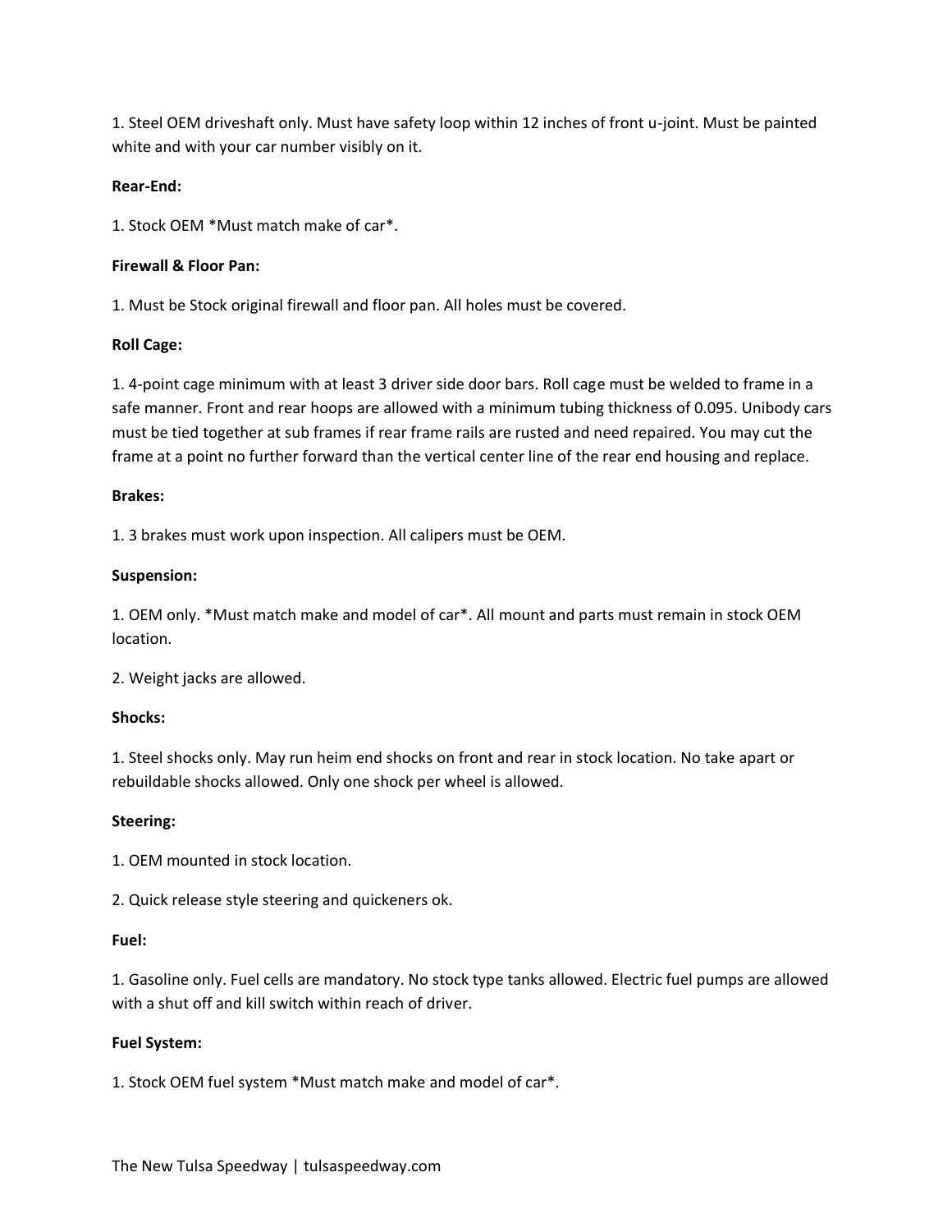1. Steel OEM driveshaft only. Must have safety loop within 12 inches of front u-joint. Must be painted white and with your car number visibly on it.

**Rear-End:**

1. Stock OEM *Must match make of car*.

**Firewall & Floor Pan:**

1. Must be Stock original firewall and floor pan. All holes must be covered.

**Roll Cage:**

1. 4-point cage minimum with at least 3 driver side door bars. Roll cage must be welded to frame in a safe manner. Front and rear hoops are allowed with a minimum tubing thickness of 0.095. Unibody cars must be tied together at sub frames if rear frame rails are rusted and need repaired. You may cut the frame at a point no further forward than the vertical center line of the rear end housing and replace.

**Brakes:**

1. 3 brakes must work upon inspection. All calipers must be OEM.

**Suspension:**

1. OEM only. *Must match make and model of car*. All mount and parts must remain in stock OEM location.

2. Weight jacks are allowed.

**Shocks:**

1. Steel shocks only. May run heim end shocks on front and rear in stock location. No take apart or rebuildable shocks allowed. Only one shock per wheel is allowed.

**Steering:**

1. OEM mounted in stock location.

2. Quick release style steering and quickeners ok.

**Fuel:**

1. Gasoline only. Fuel cells are mandatory. No stock type tanks allowed. Electric fuel pumps are allowed with a shut off and kill switch within reach of driver.

**Fuel System:**

1. Stock OEM fuel system *Must match make and model of car*.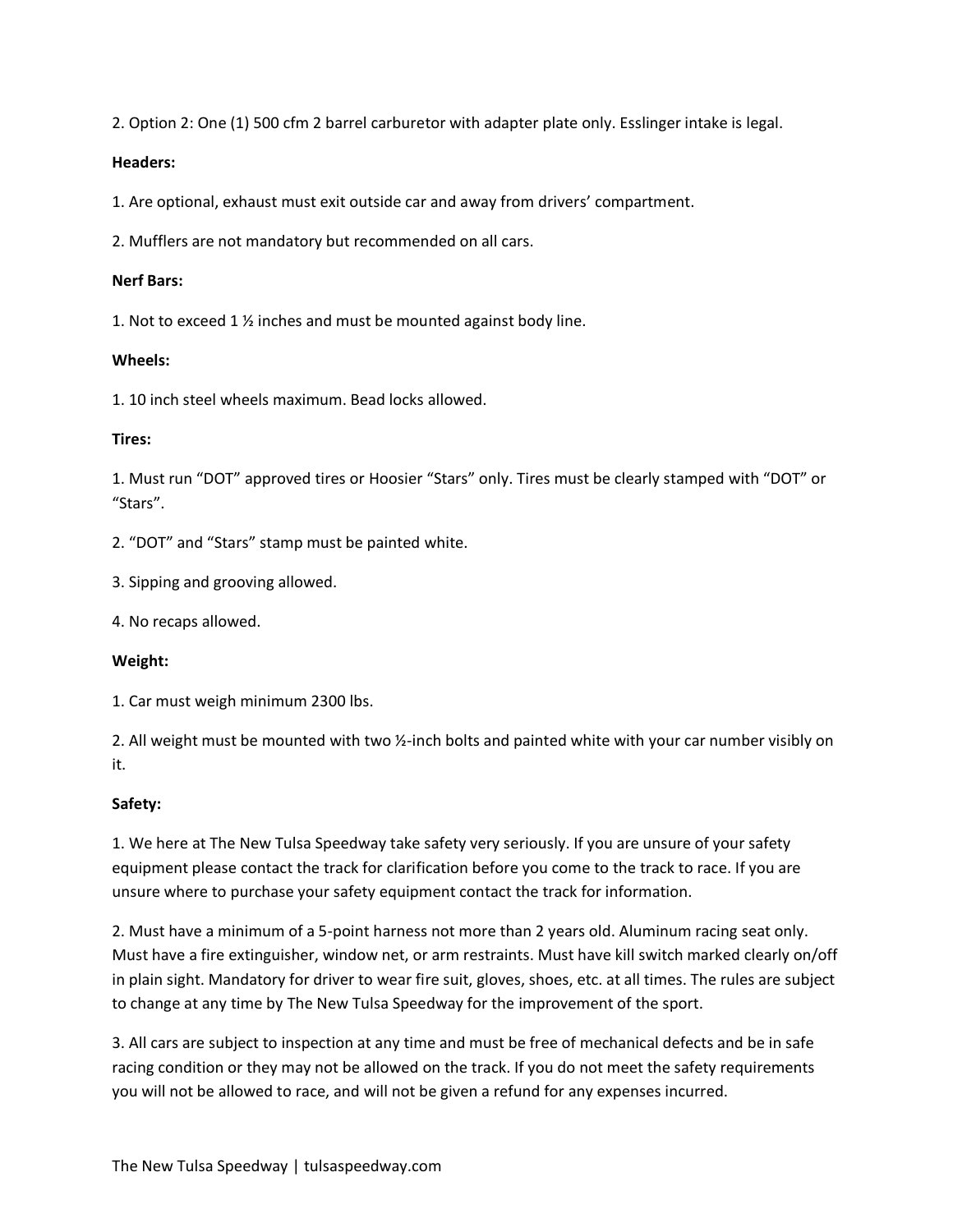2. Option 2: One (1) 500 cfm 2 barrel carburetor with adapter plate only. Esslinger intake is legal.

**Headers:**

1. Are optional, exhaust must exit outside car and away from drivers' compartment.

2. Mufflers are not mandatory but recommended on all cars.

**Nerf Bars:**

1. Not to exceed 1 ½ inches and must be mounted against body line.

**Wheels:**

1. 10 inch steel wheels maximum. Bead locks allowed.

**Tires:**

1. Must run "DOT" approved tires or Hoosier "Stars" only. Tires must be clearly stamped with "DOT" or "Stars".

2. "DOT" and "Stars" stamp must be painted white.

3. Sipping and grooving allowed.

4. No recaps allowed.

**Weight:**

1. Car must weigh minimum 2300 lbs.

2. All weight must be mounted with two ½-inch bolts and painted white with your car number visibly on it.

**Safety:**

1. We here at The New Tulsa Speedway take safety very seriously. If you are unsure of your safety equipment please contact the track for clarification before you come to the track to race. If you are unsure where to purchase your safety equipment contact the track for information.

2. Must have a minimum of a 5-point harness not more than 2 years old. Aluminum racing seat only. Must have a fire extinguisher, window net, or arm restraints. Must have kill switch marked clearly on/off in plain sight. Mandatory for driver to wear fire suit, gloves, shoes, etc. at all times. The rules are subject to change at any time by The New Tulsa Speedway for the improvement of the sport.

3. All cars are subject to inspection at any time and must be free of mechanical defects and be in safe racing condition or they may not be allowed on the track. If you do not meet the safety requirements you will not be allowed to race, and will not be given a refund for any expenses incurred.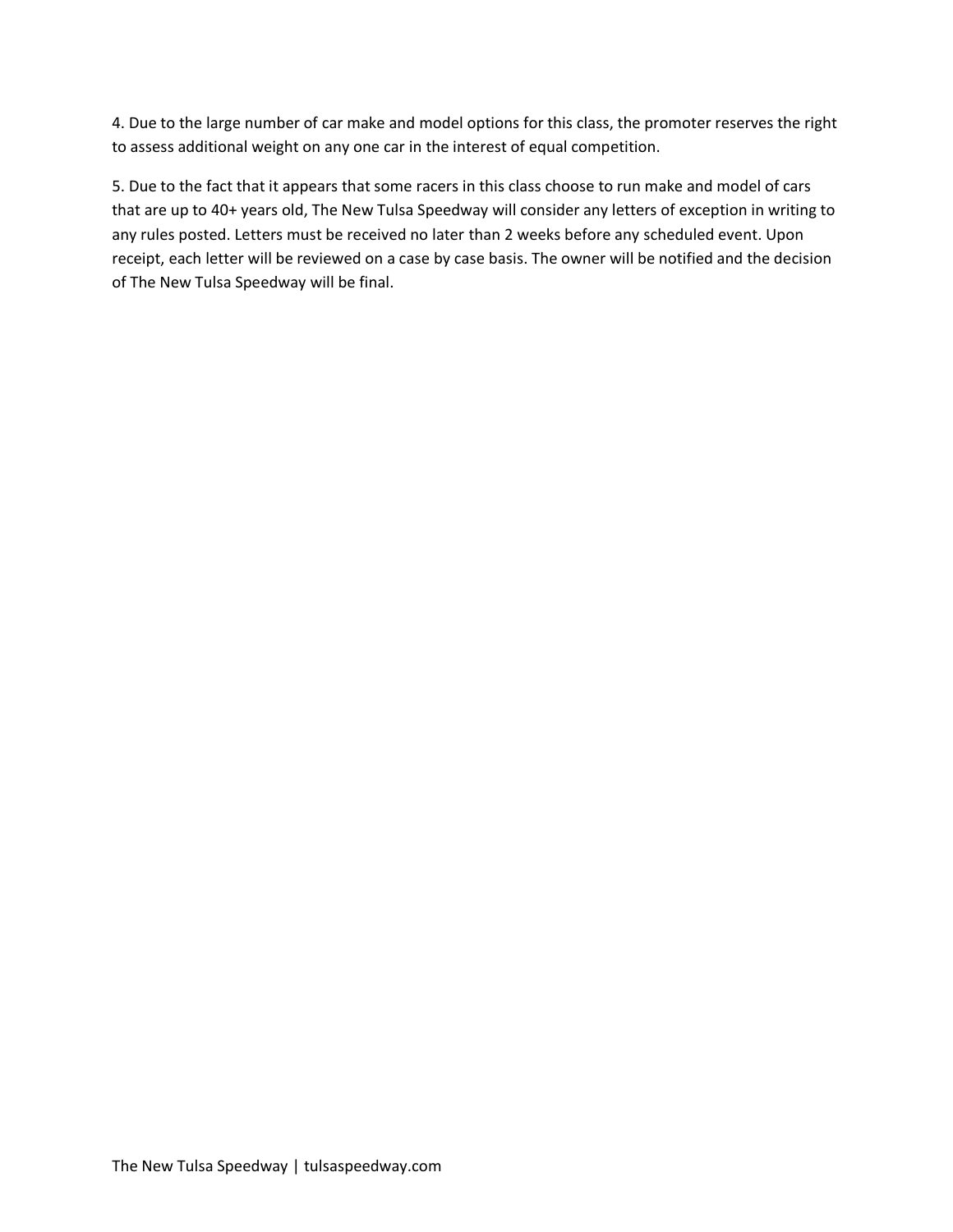4. Due to the large number of car make and model options for this class, the promoter reserves the right to assess additional weight on any one car in the interest of equal competition.

5. Due to the fact that it appears that some racers in this class choose to run make and model of cars that are up to 40+ years old, The New Tulsa Speedway will consider any letters of exception in writing to any rules posted. Letters must be received no later than 2 weeks before any scheduled event. Upon receipt, each letter will be reviewed on a case by case basis. The owner will be notified and the decision of The New Tulsa Speedway will be final.